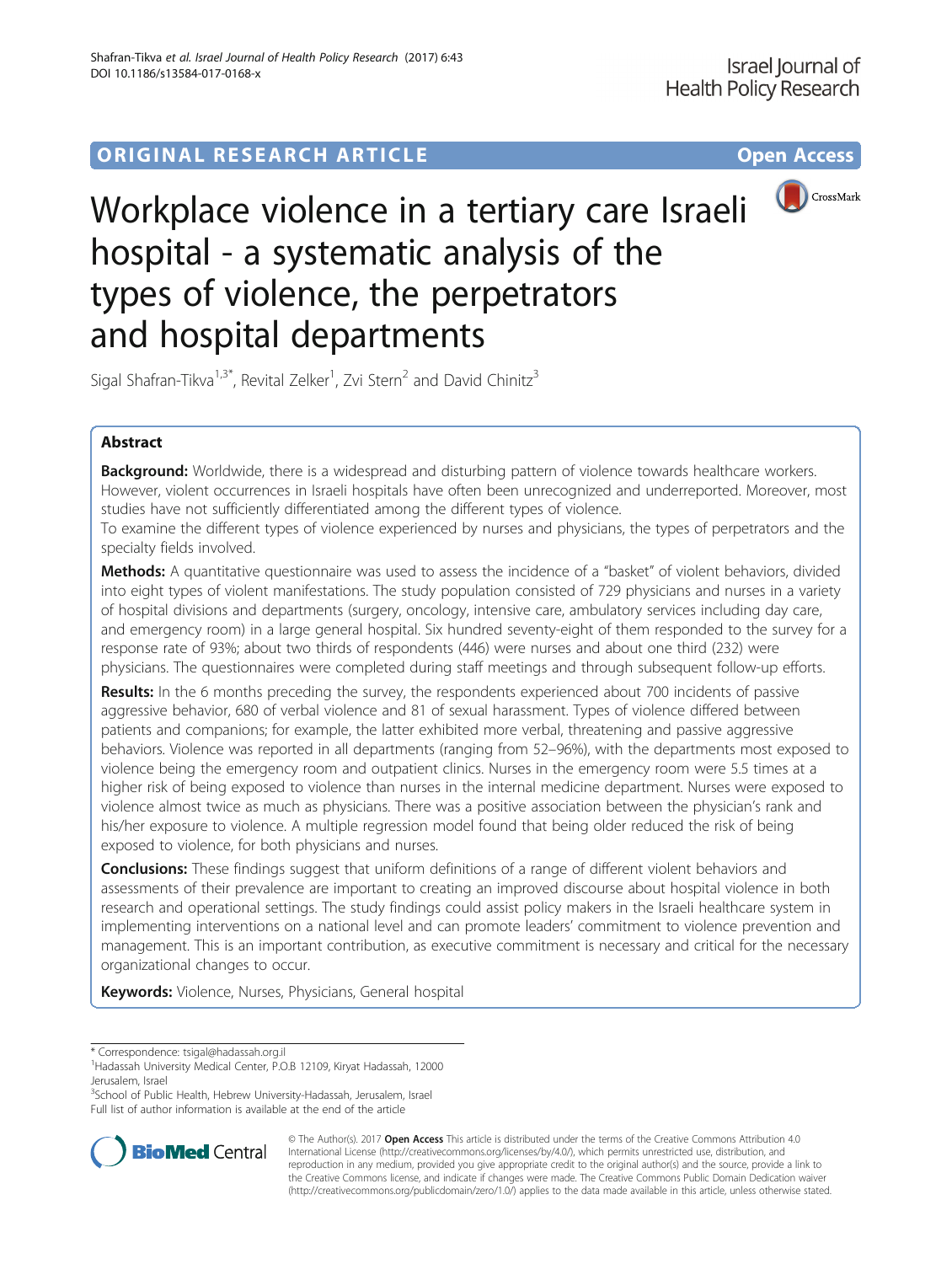ORIGINAL RESEARCH ARTICLE

Open Access

# Workplace violence in a tertiary care Israeli hospital - a systematic analysis of the types of violence, the perpetrators and hospital departments

Sigal Shafran-Tikva[1,3*], Revital Zelker[1], Zvi Stern[2] and David Chinitz[3]

## Abstract

**Background:** Worldwide, there is a widespread and disturbing pattern of violence towards healthcare workers. However, violent occurrences in Israeli hospitals have often been unrecognized and underreported. Moreover, most studies have not sufficiently differentiated among the different types of violence.

To examine the different types of violence experienced by nurses and physicians, the types of perpetrators and the specialty fields involved.

**Methods:** A quantitative questionnaire was used to assess the incidence of a "basket" of violent behaviors, divided into eight types of violent manifestations. The study population consisted of 729 physicians and nurses in a variety of hospital divisions and departments (surgery, oncology, intensive care, ambulatory services including day care, and emergency room) in a large general hospital. Six hundred seventy-eight of them responded to the survey for a response rate of 93%; about two thirds of respondents (446) were nurses and about one third (232) were physicians. The questionnaires were completed during staff meetings and through subsequent follow-up efforts.

**Results:** In the 6 months preceding the survey, the respondents experienced about 700 incidents of passive aggressive behavior, 680 of verbal violence and 81 of sexual harassment. Types of violence differed between patients and companions; for example, the latter exhibited more verbal, threatening and passive aggressive behaviors. Violence was reported in all departments (ranging from 52–96%), with the departments most exposed to violence being the emergency room and outpatient clinics. Nurses in the emergency room were 5.5 times at a higher risk of being exposed to violence than nurses in the internal medicine department. Nurses were exposed to violence almost twice as much as physicians. There was a positive association between the physician's rank and his/her exposure to violence. A multiple regression model found that being older reduced the risk of being exposed to violence, for both physicians and nurses.

**Conclusions:** These findings suggest that uniform definitions of a range of different violent behaviors and assessments of their prevalence are important to creating an improved discourse about hospital violence in both research and operational settings. The study findings could assist policy makers in the Israeli healthcare system in implementing interventions on a national level and can promote leaders' commitment to violence prevention and management. This is an important contribution, as executive commitment is necessary and critical for the necessary organizational changes to occur.

**Keywords:** Violence, Nurses, Physicians, General hospital

\* Correspondence: tsigal@hadassah.org.il
[1]Hadassah University Medical Center, P.O.B 12109, Kiryat Hadassah, 12000 Jerusalem, Israel
[3]School of Public Health, Hebrew University-Hadassah, Jerusalem, Israel
Full list of author information is available at the end of the article

© The Author(s). 2017 **Open Access** This article is distributed under the terms of the Creative Commons Attribution 4.0 International License (http://creativecommons.org/licenses/by/4.0/), which permits unrestricted use, distribution, and reproduction in any medium, provided you give appropriate credit to the original author(s) and the source, provide a link to the Creative Commons license, and indicate if changes were made. The Creative Commons Public Domain Dedication waiver (http://creativecommons.org/publicdomain/zero/1.0/) applies to the data made available in this article, unless otherwise stated.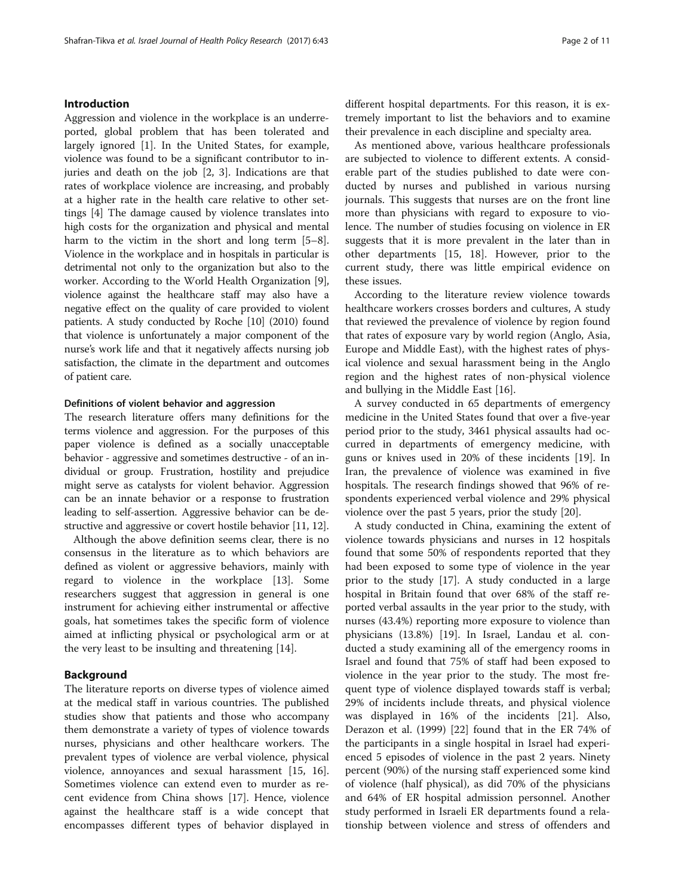## Introduction

Aggression and violence in the workplace is an underreported, global problem that has been tolerated and largely ignored [1]. In the United States, for example, violence was found to be a significant contributor to injuries and death on the job [2, 3]. Indications are that rates of workplace violence are increasing, and probably at a higher rate in the health care relative to other settings [4] The damage caused by violence translates into high costs for the organization and physical and mental harm to the victim in the short and long term [5–8]. Violence in the workplace and in hospitals in particular is detrimental not only to the organization but also to the worker. According to the World Health Organization [9], violence against the healthcare staff may also have a negative effect on the quality of care provided to violent patients. A study conducted by Roche [10] (2010) found that violence is unfortunately a major component of the nurse's work life and that it negatively affects nursing job satisfaction, the climate in the department and outcomes of patient care.

### Definitions of violent behavior and aggression

The research literature offers many definitions for the terms violence and aggression. For the purposes of this paper violence is defined as a socially unacceptable behavior - aggressive and sometimes destructive - of an individual or group. Frustration, hostility and prejudice might serve as catalysts for violent behavior. Aggression can be an innate behavior or a response to frustration leading to self-assertion. Aggressive behavior can be destructive and aggressive or covert hostile behavior [11, 12].

Although the above definition seems clear, there is no consensus in the literature as to which behaviors are defined as violent or aggressive behaviors, mainly with regard to violence in the workplace [13]. Some researchers suggest that aggression in general is one instrument for achieving either instrumental or affective goals, hat sometimes takes the specific form of violence aimed at inflicting physical or psychological arm or at the very least to be insulting and threatening [14].

## Background

The literature reports on diverse types of violence aimed at the medical staff in various countries. The published studies show that patients and those who accompany them demonstrate a variety of types of violence towards nurses, physicians and other healthcare workers. The prevalent types of violence are verbal violence, physical violence, annoyances and sexual harassment [15, 16]. Sometimes violence can extend even to murder as recent evidence from China shows [17]. Hence, violence against the healthcare staff is a wide concept that encompasses different types of behavior displayed in different hospital departments. For this reason, it is extremely important to list the behaviors and to examine their prevalence in each discipline and specialty area.

As mentioned above, various healthcare professionals are subjected to violence to different extents. A considerable part of the studies published to date were conducted by nurses and published in various nursing journals. This suggests that nurses are on the front line more than physicians with regard to exposure to violence. The number of studies focusing on violence in ER suggests that it is more prevalent in the later than in other departments [15, 18]. However, prior to the current study, there was little empirical evidence on these issues.

According to the literature review violence towards healthcare workers crosses borders and cultures, A study that reviewed the prevalence of violence by region found that rates of exposure vary by world region (Anglo, Asia, Europe and Middle East), with the highest rates of physical violence and sexual harassment being in the Anglo region and the highest rates of non-physical violence and bullying in the Middle East [16].

A survey conducted in 65 departments of emergency medicine in the United States found that over a five-year period prior to the study, 3461 physical assaults had occurred in departments of emergency medicine, with guns or knives used in 20% of these incidents [19]. In Iran, the prevalence of violence was examined in five hospitals. The research findings showed that 96% of respondents experienced verbal violence and 29% physical violence over the past 5 years, prior the study [20].

A study conducted in China, examining the extent of violence towards physicians and nurses in 12 hospitals found that some 50% of respondents reported that they had been exposed to some type of violence in the year prior to the study [17]. A study conducted in a large hospital in Britain found that over 68% of the staff reported verbal violence in the year prior to the study, with nurses (43.4%) reporting more exposure to violence than physicians (13.8%) [19]. In Israel, Landau et al. conducted a study examining all of the emergency rooms in Israel and found that 75% of staff had been exposed to violence in the year prior to the study. The most frequent type of violence displayed towards staff is verbal; 29% of incidents include threats, and physical violence was displayed in 16% of the incidents [21]. Also, Derazon et al. (1999) [22] found that in the ER 74% of the participants in a single hospital in Israel had experienced 5 episodes of violence in the past 2 years. Ninety percent (90%) of the nursing staff experienced some kind of violence (half physical), as did 70% of the physicians and 64% of ER hospital admission personnel. Another study performed in Israeli ER departments found a relationship between violence and stress of offenders and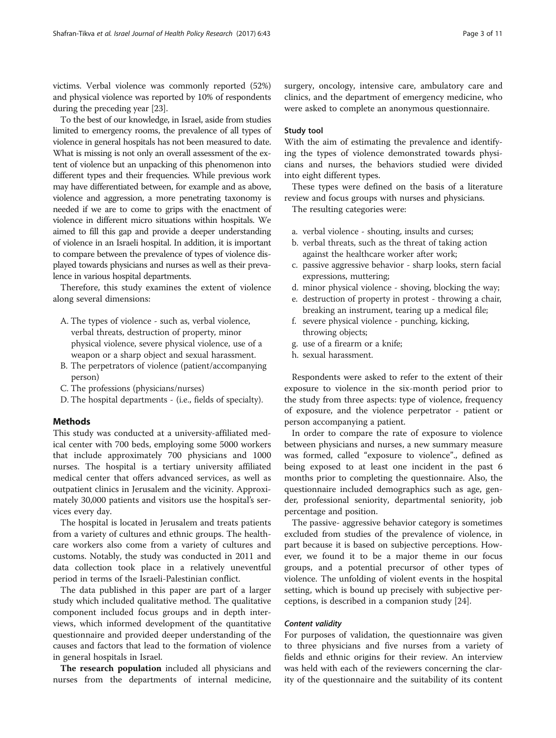victims. Verbal violence was commonly reported (52%) and physical violence was reported by 10% of respondents during the preceding year [23].

To the best of our knowledge, in Israel, aside from studies limited to emergency rooms, the prevalence of all types of violence in general hospitals has not been measured to date. What is missing is not only an overall assessment of the extent of violence but an unpacking of this phenomenon into different types and their frequencies. While previous work may have differentiated between, for example and as above, violence and aggression, a more penetrating taxonomy is needed if we are to come to grips with the enactment of violence in different micro situations within hospitals. We aimed to fill this gap and provide a deeper understanding of violence in an Israeli hospital. In addition, it is important to compare between the prevalence of types of violence displayed towards physicians and nurses as well as their prevalence in various hospital departments.

Therefore, this study examines the extent of violence along several dimensions:

A. The types of violence - such as, verbal violence, verbal threats, destruction of property, minor physical violence, severe physical violence, use of a weapon or a sharp object and sexual harassment.
B. The perpetrators of violence (patient/accompanying person)
C. The professions (physicians/nurses)
D. The hospital departments - (i.e., fields of specialty).

## Methods

This study was conducted at a university-affiliated medical center with 700 beds, employing some 5000 workers that include approximately 700 physicians and 1000 nurses. The hospital is a tertiary university affiliated medical center that offers advanced services, as well as outpatient clinics in Jerusalem and the vicinity. Approximately 30,000 patients and visitors use the hospital's services every day.

The hospital is located in Jerusalem and treats patients from a variety of cultures and ethnic groups. The healthcare workers also come from a variety of cultures and customs. Notably, the study was conducted in 2011 and data collection took place in a relatively uneventful period in terms of the Israeli-Palestinian conflict.

The data published in this paper are part of a larger study which included qualitative method. The qualitative component included focus groups and in depth interviews, which informed development of the quantitative questionnaire and provided deeper understanding of the causes and factors that lead to the formation of violence in general hospitals in Israel.

**The research population** included all physicians and nurses from the departments of internal medicine, surgery, oncology, intensive care, ambulatory care and clinics, and the department of emergency medicine, who were asked to complete an anonymous questionnaire.

### Study tool

With the aim of estimating the prevalence and identifying the types of violence demonstrated towards physicians and nurses, the behaviors studied were divided into eight different types.

These types were defined on the basis of a literature review and focus groups with nurses and physicians.

The resulting categories were:

a. verbal violence - shouting, insults and curses;
b. verbal threats, such as the threat of taking action against the healthcare worker after work;
c. passive aggressive behavior - sharp looks, stern facial expressions, muttering;
d. minor physical violence - shoving, blocking the way;
e. destruction of property in protest - throwing a chair, breaking an instrument, tearing up a medical file;
f. severe physical violence - punching, kicking, throwing objects;
g. use of a firearm or a knife;
h. sexual harassment.

Respondents were asked to refer to the extent of their exposure to violence in the six-month period prior to the study from three aspects: type of violence, frequency of exposure, and the violence perpetrator - patient or person accompanying a patient.

In order to compare the rate of exposure to violence between physicians and nurses, a new summary measure was formed, called "exposure to violence"., defined as being exposed to at least one incident in the past 6 months prior to completing the questionnaire. Also, the questionnaire included demographics such as age, gender, professional seniority, departmental seniority, job percentage and position.

The passive- aggressive behavior category is sometimes excluded from studies of the prevalence of violence, in part because it is based on subjective perceptions. However, we found it to be a major theme in our focus groups, and a potential precursor of other types of violence. The unfolding of violent events in the hospital setting, which is bound up precisely with subjective perceptions, is described in a companion study [24].

#### *Content validity*

For purposes of validation, the questionnaire was given to three physicians and five nurses from a variety of fields and ethnic origins for their review. An interview was held with each of the reviewers concerning the clarity of the questionnaire and the suitability of its content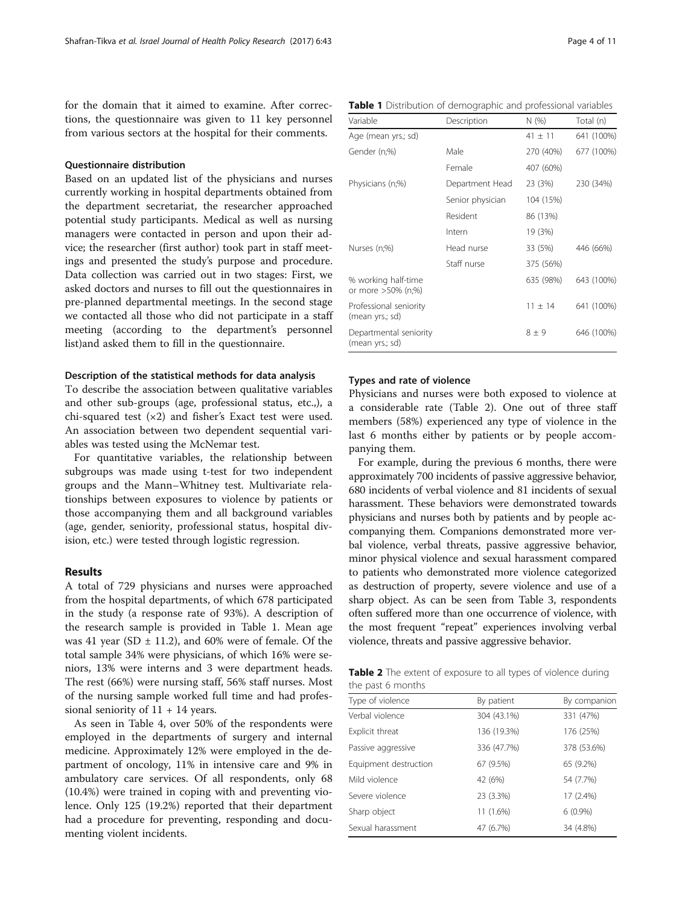for the domain that it aimed to examine. After corrections, the questionnaire was given to 11 key personnel from various sectors at the hospital for their comments.

#### Questionnaire distribution

Based on an updated list of the physicians and nurses currently working in hospital departments obtained from the department secretariat, the researcher approached potential study participants. Medical as well as nursing managers were contacted in person and upon their advice; the researcher (first author) took part in staff meetings and presented the study's purpose and procedure. Data collection was carried out in two stages: First, we asked doctors and nurses to fill out the questionnaires in pre-planned departmental meetings. In the second stage we contacted all those who did not participate in a staff meeting (according to the department's personnel list)and asked them to fill in the questionnaire.

#### Description of the statistical methods for data analysis

To describe the association between qualitative variables and other sub-groups (age, professional status, etc.,), a chi-squared test (×2) and fisher's Exact test were used. An association between two dependent sequential variables was tested using the McNemar test.

For quantitative variables, the relationship between subgroups was made using t-test for two independent groups and the Mann–Whitney test. Multivariate relationships between exposures to violence by patients or those accompanying them and all background variables (age, gender, seniority, professional status, hospital division, etc.) were tested through logistic regression.

## Results

A total of 729 physicians and nurses were approached from the hospital departments, of which 678 participated in the study (a response rate of 93%). A description of the research sample is provided in Table 1. Mean age was 41 year (SD ± 11.2), and 60% were of female. Of the total sample 34% were physicians, of which 16% were seniors, 13% were interns and 3 were department heads. The rest (66%) were nursing staff, 56% staff nurses. Most of the nursing sample worked full time and had professional seniority of 11 + 14 years.

As seen in Table 4, over 50% of the respondents were employed in the departments of surgery and internal medicine. Approximately 12% were employed in the department of oncology, 11% in intensive care and 9% in ambulatory care services. Of all respondents, only 68 (10.4%) were trained in coping with and preventing violence. Only 125 (19.2%) reported that their department had a procedure for preventing, responding and documenting violent incidents.

**Table 1** Distribution of demographic and professional variables

| Variable | Description | N (%) | Total (n) |
|---|---|---|---|
| Age (mean yrs.; sd) | | 41 ± 11 | 641 (100%) |
| Gender (n;%) | Male | 270 (40%) | 677 (100%) |
| | Female | 407 (60%) | |
| Physicians (n;%) | Department Head | 23 (3%) | 230 (34%) |
| | Senior physician | 104 (15%) | |
| | Resident | 86 (13%) | |
| | Intern | 19 (3%) | |
| Nurses (n;%) | Head nurse | 33 (5%) | 446 (66%) |
| | Staff nurse | 375 (56%) | |
| % working half-time or more >50% (n;%) | | 635 (98%) | 643 (100%) |
| Professional seniority (mean yrs.; sd) | | 11 ± 14 | 641 (100%) |
| Departmental seniority (mean yrs.; sd) | | 8 ± 9 | 646 (100%) |

#### Types and rate of violence

Physicians and nurses were both exposed to violence at a considerable rate (Table 2). One out of three staff members (58%) experienced any type of violence in the last 6 months either by patients or by people accompanying them.

For example, during the previous 6 months, there were approximately 700 incidents of passive aggressive behavior, 680 incidents of verbal violence and 81 incidents of sexual harassment. These behaviors were demonstrated towards physicians and nurses both by patients and by people accompanying them. Companions demonstrated more verbal violence, verbal threats, passive aggressive behavior, minor physical violence and sexual harassment compared to patients who demonstrated more violence categorized as destruction of property, severe violence and use of a sharp object. As can be seen from Table 3, respondents often suffered more than one occurrence of violence, with the most frequent "repeat" experiences involving verbal violence, threats and passive aggressive behavior.

**Table 2** The extent of exposure to all types of violence during the past 6 months

| Type of violence | By patient | By companion |
|---|---|---|
| Verbal violence | 304 (43.1%) | 331 (47%) |
| Explicit threat | 136 (19.3%) | 176 (25%) |
| Passive aggressive | 336 (47.7%) | 378 (53.6%) |
| Equipment destruction | 67 (9.5%) | 65 (9.2%) |
| Mild violence | 42 (6%) | 54 (7.7%) |
| Severe violence | 23 (3.3%) | 17 (2.4%) |
| Sharp object | 11 (1.6%) | 6 (0.9%) |
| Sexual harassment | 47 (6.7%) | 34 (4.8%) |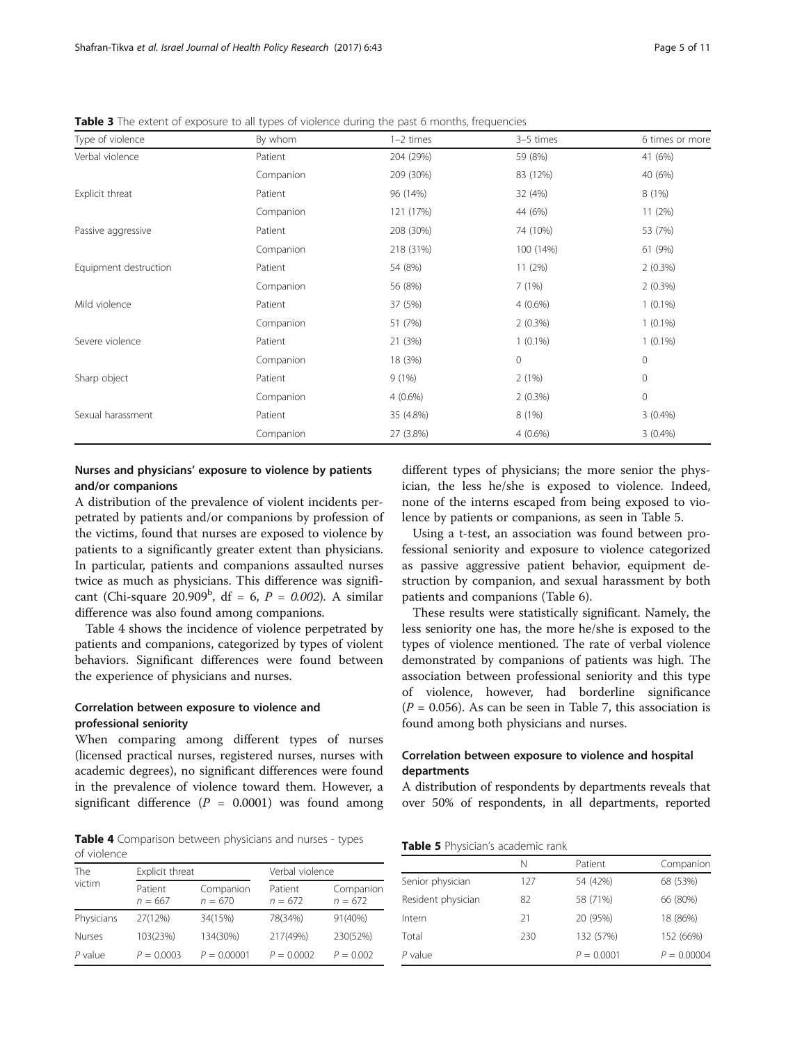**Table 3** The extent of exposure to all types of violence during the past 6 months, frequencies

| Type of violence | By whom | 1–2 times | 3–5 times | 6 times or more |
|---|---|---|---|---|
| Verbal violence | Patient | 204 (29%) | 59 (8%) | 41 (6%) |
| | Companion | 209 (30%) | 83 (12%) | 40 (6%) |
| Explicit threat | Patient | 96 (14%) | 32 (4%) | 8 (1%) |
| | Companion | 121 (17%) | 44 (6%) | 11 (2%) |
| Passive aggressive | Patient | 208 (30%) | 74 (10%) | 53 (7%) |
| | Companion | 218 (31%) | 100 (14%) | 61 (9%) |
| Equipment destruction | Patient | 54 (8%) | 11 (2%) | 2 (0.3%) |
| | Companion | 56 (8%) | 7 (1%) | 2 (0.3%) |
| Mild violence | Patient | 37 (5%) | 4 (0.6%) | 1 (0.1%) |
| | Companion | 51 (7%) | 2 (0.3%) | 1 (0.1%) |
| Severe violence | Patient | 21 (3%) | 1 (0.1%) | 1 (0.1%) |
| | Companion | 18 (3%) | 0 | 0 |
| Sharp object | Patient | 9 (1%) | 2 (1%) | 0 |
| | Companion | 4 (0.6%) | 2 (0.3%) | 0 |
| Sexual harassment | Patient | 35 (4.8%) | 8 (1%) | 3 (0.4%) |
| | Companion | 27 (3.8%) | 4 (0.6%) | 3 (0.4%) |

### Nurses and physicians' exposure to violence by patients and/or companions

A distribution of the prevalence of violent incidents perpetrated by patients and/or companions by profession of the victims, found that nurses are exposed to violence by patients to a significantly greater extent than physicians. In particular, patients and companions assaulted nurses twice as much as physicians. This difference was significant (Chi-square 20.909[b], df = 6, $P = 0.002$). A similar difference was also found among companions.

Table 4 shows the incidence of violence perpetrated by patients and companions, categorized by types of violent behaviors. Significant differences were found between the experience of physicians and nurses.

### Correlation between exposure to violence and professional seniority

When comparing among different types of nurses (licensed practical nurses, registered nurses, nurses with academic degrees), no significant differences were found in the prevalence of violence toward them. However, a significant difference ($P = 0.0001$) was found among different types of physicians; the more senior the physician, the less he/she is exposed to violence. Indeed, none of the interns escaped from being exposed to violence by patients or companions, as seen in Table 5.

Using a t-test, an association was found between professional seniority and exposure to violence categorized as passive aggressive patient behavior, equipment destruction by companion, and sexual harassment by both patients and companions (Table 6).

These results were statistically significant. Namely, the less seniority one has, the more he/she is exposed to the types of violence mentioned. The rate of verbal violence demonstrated by companions of patients was high. The association between professional seniority and this type of violence, however, had borderline significance ($P = 0.056$). As can be seen in Table 7, this association is found among both physicians and nurses.

### Correlation between exposure to violence and hospital departments

A distribution of respondents by departments reveals that over 50% of respondents, in all departments, reported

**Table 4** Comparison between physicians and nurses - types of violence

| The victim | Explicit threat | | Verbal violence | |
|---|---|---|---|---|
| | Patient $n = 667$ | Companion $n = 670$ | Patient $n = 672$ | Companion $n = 672$ |
| Physicians | 27(12%) | 34(15%) | 78(34%) | 91(40%) |
| Nurses | 103(23%) | 134(30%) | 217(49%) | 230(52%) |
| $P$ value | $P = 0.0003$ | $P = 0.00001$ | $P = 0.0002$ | $P = 0.002$ |

**Table 5** Physician's academic rank

| | N | Patient | Companion |
|---|---|---|---|
| Senior physician | 127 | 54 (42%) | 68 (53%) |
| Resident physician | 82 | 58 (71%) | 66 (80%) |
| Intern | 21 | 20 (95%) | 18 (86%) |
| Total | 230 | 132 (57%) | 152 (66%) |
| $P$ value | | $P = 0.0001$ | $P = 0.00004$ |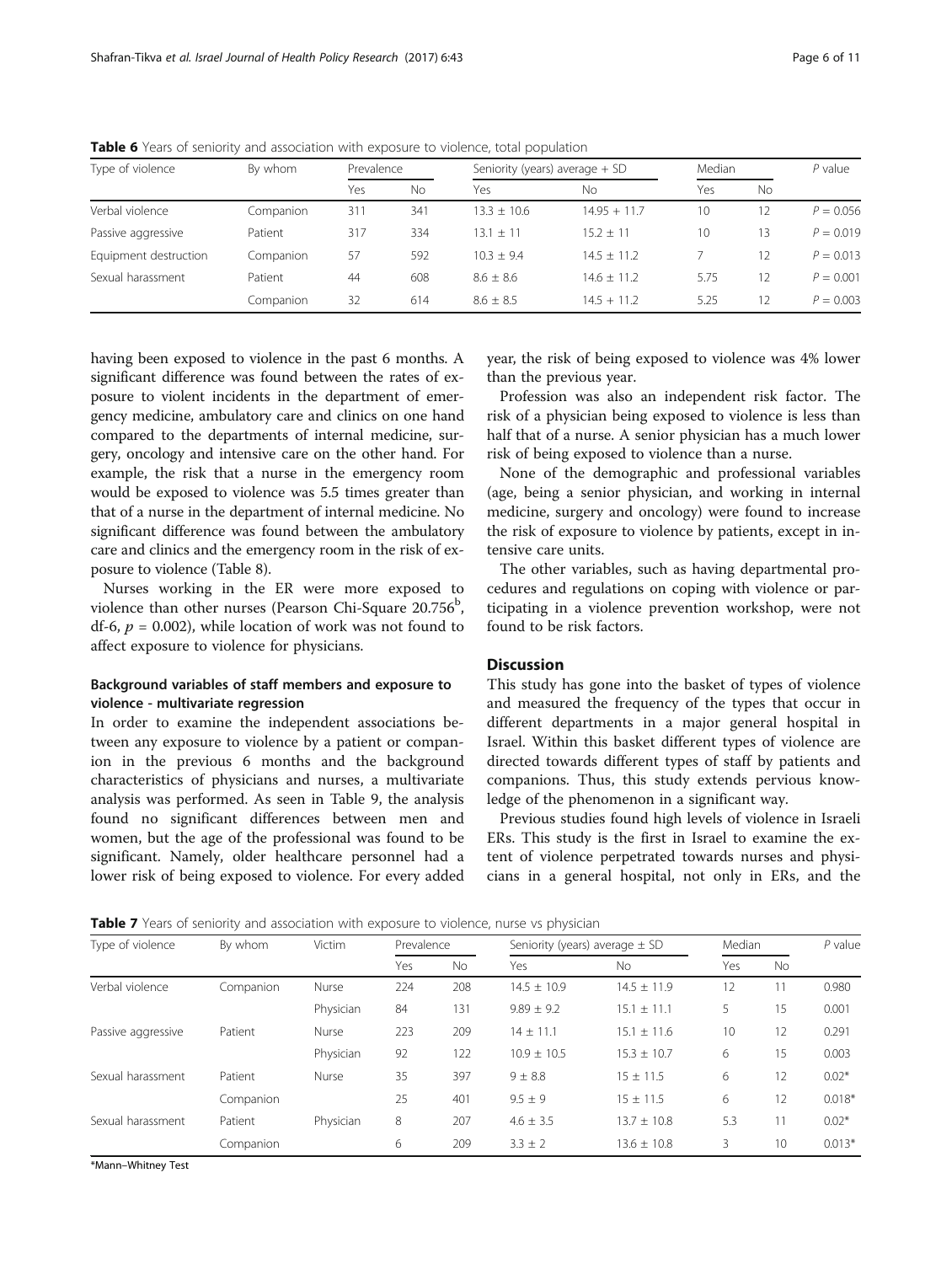**Table 6** Years of seniority and association with exposure to violence, total population

| Type of violence | By whom | Prevalence | | Seniority (years) average + SD | | Median | | *P* value |
|---|---|---|---|---|---|---|---|---|
| | | Yes | No | Yes | No | Yes | No | |
| Verbal violence | Companion | 311 | 341 | 13.3 ± 10.6 | 14.95 + 11.7 | 10 | 12 | *P* = 0.056 |
| Passive aggressive | Patient | 317 | 334 | 13.1 ± 11 | 15.2 ± 11 | 10 | 13 | *P* = 0.019 |
| Equipment destruction | Companion | 57 | 592 | 10.3 ± 9.4 | 14.5 ± 11.2 | 7 | 12 | *P* = 0.013 |
| Sexual harassment | Patient | 44 | 608 | 8.6 ± 8.6 | 14.6 ± 11.2 | 5.75 | 12 | *P* = 0.001 |
| | Companion | 32 | 614 | 8.6 ± 8.5 | 14.5 + 11.2 | 5.25 | 12 | *P* = 0.003 |

having been exposed to violence in the past 6 months. A significant difference was found between the rates of exposure to violent incidents in the department of emergency medicine, ambulatory care and clinics on one hand compared to the departments of internal medicine, surgery, oncology and intensive care on the other hand. For example, the risk that a nurse in the emergency room would be exposed to violence was 5.5 times greater than that of a nurse in the department of internal medicine. No significant difference was found between the ambulatory care and clinics and the emergency room in the risk of exposure to violence (Table 8).

Nurses working in the ER were more exposed to violence than other nurses (Pearson Chi-Square 20.756[b], df-6, $p = 0.002$), while location of work was not found to affect exposure to violence for physicians.

### Background variables of staff members and exposure to violence - multivariate regression

In order to examine the independent associations between any exposure to violence by a patient or companion in the previous 6 months and the background characteristics of physicians and nurses, a multivariate analysis was performed. As seen in Table 9, the analysis found no significant differences between men and women, but the age of the professional was found to be significant. Namely, older healthcare personnel had a lower risk of being exposed to violence. For every added year, the risk of being exposed to violence was 4% lower than the previous year.

Profession was also an independent risk factor. The risk of a physician being exposed to violence is less than half that of a nurse. A senior physician has a much lower risk of being exposed to violence than a nurse.

None of the demographic and professional variables (age, being a senior physician, and working in internal medicine, surgery and oncology) were found to increase the risk of exposure to violence by patients, except in intensive care units.

The other variables, such as having departmental procedures and regulations on coping with violence or participating in a violence prevention workshop, were not found to be risk factors.

## Discussion

This study has gone into the basket of types of violence and measured the frequency of the types that occur in different departments in a major general hospital in Israel. Within this basket different types of violence are directed towards different types of staff by patients and companions. Thus, this study extends pervious knowledge of the phenomenon in a significant way.

Previous studies found high levels of violence in Israeli ERs. This study is the first in Israel to examine the extent of violence perpetrated towards nurses and physicians in a general hospital, not only in ERs, and the

**Table 7** Years of seniority and association with exposure to violence, nurse vs physician

| Type of violence | By whom | Victim | Prevalence | | Seniority (years) average ± SD | | Median | | *P* value |
|---|---|---|---|---|---|---|---|---|---|
| | | | Yes | No | Yes | No | Yes | No | |
| Verbal violence | Companion | Nurse | 224 | 208 | 14.5 ± 10.9 | 14.5 ± 11.9 | 12 | 11 | 0.980 |
| | | Physician | 84 | 131 | 9.89 ± 9.2 | 15.1 ± 11.1 | 5 | 15 | 0.001 |
| Passive aggressive | Patient | Nurse | 223 | 209 | 14 ± 11.1 | 15.1 ± 11.6 | 10 | 12 | 0.291 |
| | | Physician | 92 | 122 | 10.9 ± 10.5 | 15.3 ± 10.7 | 6 | 15 | 0.003 |
| Sexual harassment | Patient | Nurse | 35 | 397 | 9 ± 8.8 | 15 ± 11.5 | 6 | 12 | 0.02* |
| | Companion | | 25 | 401 | 9.5 ± 9 | 15 ± 11.5 | 6 | 12 | 0.018* |
| Sexual harassment | Patient | Physician | 8 | 207 | 4.6 ± 3.5 | 13.7 ± 10.8 | 5.3 | 11 | 0.02* |
| | Companion | | 6 | 209 | 3.3 ± 2 | 13.6 ± 10.8 | 3 | 10 | 0.013* |

*Mann–Whitney Test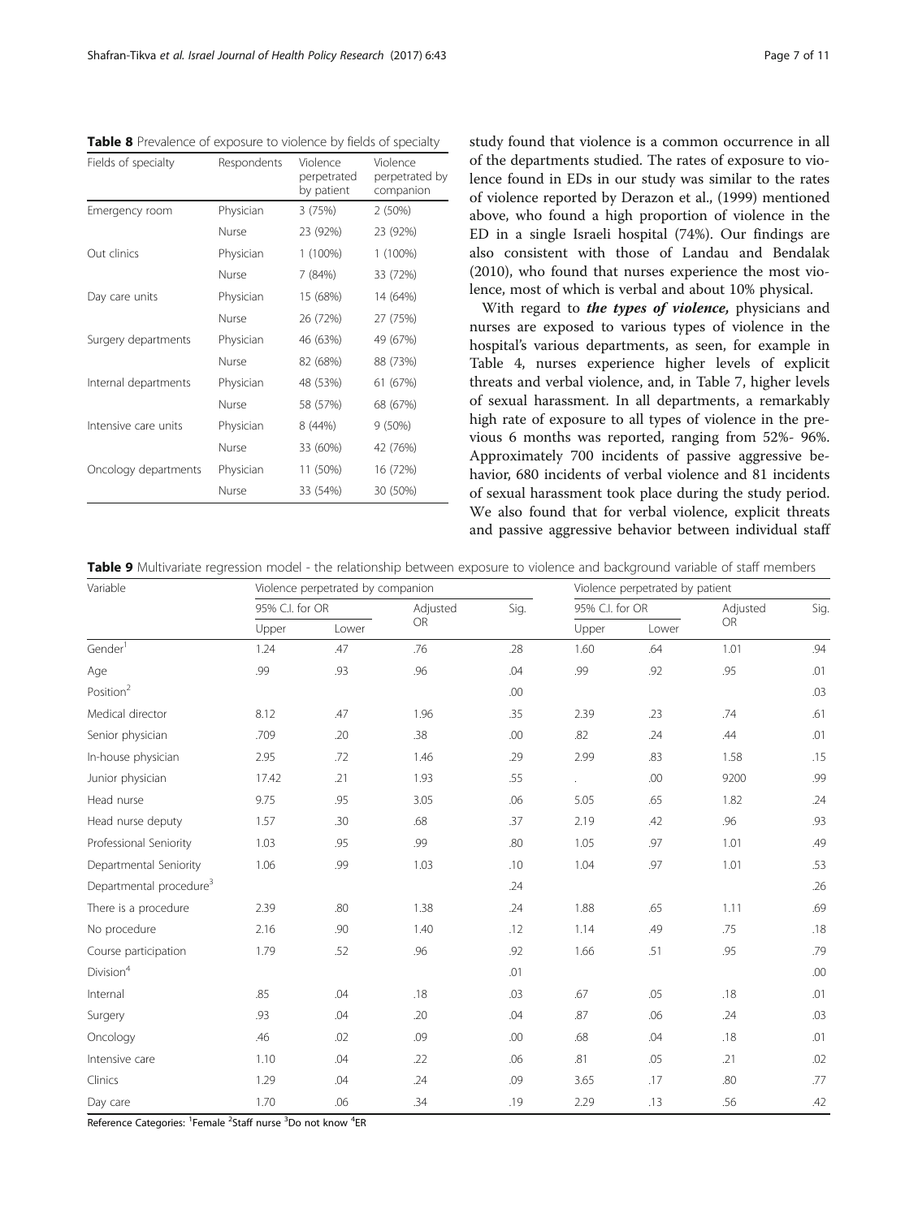**Table 8** Prevalence of exposure to violence by fields of specialty

| Fields of specialty | Respondents | Violence perpetrated by patient | Violence perpetrated by companion |
| --- | --- | --- | --- |
| Emergency room | Physician | 3 (75%) | 2 (50%) |
| | Nurse | 23 (92%) | 23 (92%) |
| Out clinics | Physician | 1 (100%) | 1 (100%) |
| | Nurse | 7 (84%) | 33 (72%) |
| Day care units | Physician | 15 (68%) | 14 (64%) |
| | Nurse | 26 (72%) | 27 (75%) |
| Surgery departments | Physician | 46 (63%) | 49 (67%) |
| | Nurse | 82 (68%) | 88 (73%) |
| Internal departments | Physician | 48 (53%) | 61 (67%) |
| | Nurse | 58 (57%) | 68 (67%) |
| Intensive care units | Physician | 8 (44%) | 9 (50%) |
| | Nurse | 33 (60%) | 42 (76%) |
| Oncology departments | Physician | 11 (50%) | 16 (72%) |
| | Nurse | 33 (54%) | 30 (50%) |

study found that violence is a common occurrence in all of the departments studied. The rates of exposure to violence found in EDs in our study was similar to the rates of violence reported by Derazon et al., (1999) mentioned above, who found a high proportion of violence in the ED in a single Israeli hospital (74%). Our findings are also consistent with those of Landau and Bendalak (2010), who found that nurses experience the most violence, most of which is verbal and about 10% physical.

With regard to ***the types of violence,*** physicians and nurses are exposed to various types of violence in the hospital's various departments, as seen, for example in Table 4, nurses experience higher levels of explicit threats and verbal violence, and, in Table 7, higher levels of sexual harassment. In all departments, a remarkably high rate of exposure to all types of violence in the previous 6 months was reported, ranging from 52%- 96%. Approximately 700 incidents of passive aggressive behavior, 680 incidents of verbal violence and 81 incidents of sexual harassment took place during the study period. We also found that for verbal violence, explicit threats and passive aggressive behavior between individual staff

**Table 9** Multivariate regression model - the relationship between exposure to violence and background variable of staff members

| Variable | Violence perpetrated by companion | | | | Violence perpetrated by patient | | | |
| --- | --- | --- | --- | --- | --- | --- | --- | --- |
| | 95% C.I. for OR | | Adjusted OR | Sig. | 95% C.I. for OR | | Adjusted OR | Sig. |
| | Upper | Lower | | | Upper | Lower | | |
| Gender[1] | 1.24 | .47 | .76 | .28 | 1.60 | .64 | 1.01 | .94 |
| Age | .99 | .93 | .96 | .04 | .99 | .92 | .95 | .01 |
| Position[2] | | | | .00 | | | | .03 |
| Medical director | 8.12 | .47 | 1.96 | .35 | 2.39 | .23 | .74 | .61 |
| Senior physician | .709 | .20 | .38 | .00 | .82 | .24 | .44 | .01 |
| In-house physician | 2.95 | .72 | 1.46 | .29 | 2.99 | .83 | 1.58 | .15 |
| Junior physician | 17.42 | .21 | 1.93 | .55 | . | .00 | 9200 | .99 |
| Head nurse | 9.75 | .95 | 3.05 | .06 | 5.05 | .65 | 1.82 | .24 |
| Head nurse deputy | 1.57 | .30 | .68 | .37 | 2.19 | .42 | .96 | .93 |
| Professional Seniority | 1.03 | .95 | .99 | .80 | 1.05 | .97 | 1.01 | .49 |
| Departmental Seniority | 1.06 | .99 | 1.03 | .10 | 1.04 | .97 | 1.01 | .53 |
| Departmental procedure[3] | | | | .24 | | | | .26 |
| There is a procedure | 2.39 | .80 | 1.38 | .24 | 1.88 | .65 | 1.11 | .69 |
| No procedure | 2.16 | .90 | 1.40 | .12 | 1.14 | .49 | .75 | .18 |
| Course participation | 1.79 | .52 | .96 | .92 | 1.66 | .51 | .95 | .79 |
| Division[4] | | | | .01 | | | | .00 |
| Internal | .85 | .04 | .18 | .03 | .67 | .05 | .18 | .01 |
| Surgery | .93 | .04 | .20 | .04 | .87 | .06 | .24 | .03 |
| Oncology | .46 | .02 | .09 | .00 | .68 | .04 | .18 | .01 |
| Intensive care | 1.10 | .04 | .22 | .06 | .81 | .05 | .21 | .02 |
| Clinics | 1.29 | .04 | .24 | .09 | 3.65 | .17 | .80 | .77 |
| Day care | 1.70 | .06 | .34 | .19 | 2.29 | .13 | .56 | .42 |

Reference Categories: [1]Female [2]Staff nurse [3]Do not know [4]ER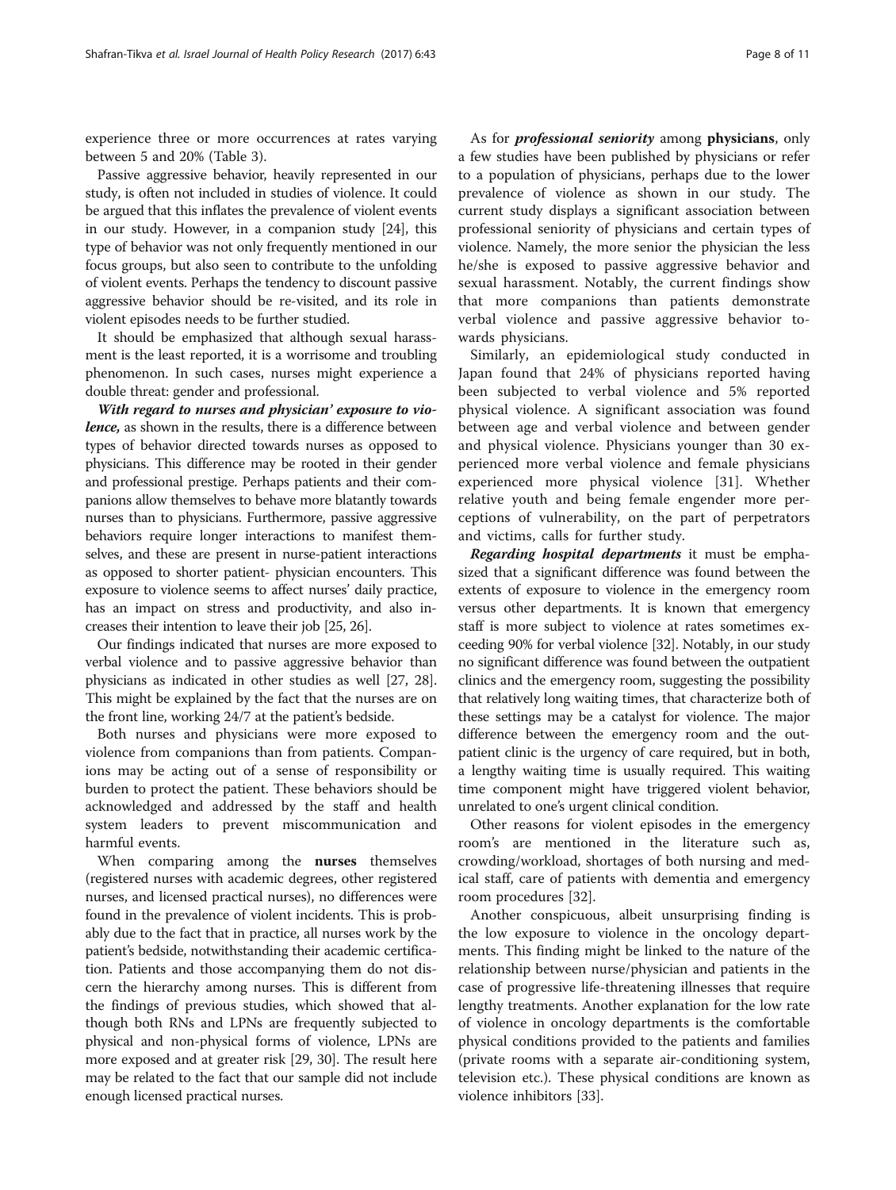experience three or more occurrences at rates varying between 5 and 20% (Table 3).

Passive aggressive behavior, heavily represented in our study, is often not included in studies of violence. It could be argued that this inflates the prevalence of violent events in our study. However, in a companion study [24], this type of behavior was not only frequently mentioned in our focus groups, but also seen to contribute to the unfolding of violent events. Perhaps the tendency to discount passive aggressive behavior should be re-visited, and its role in violent episodes needs to be further studied.

It should be emphasized that although sexual harassment is the least reported, it is a worrisome and troubling phenomenon. In such cases, nurses might experience a double threat: gender and professional.

***With regard to nurses and physician' exposure to violence,*** as shown in the results, there is a difference between types of behavior directed towards nurses as opposed to physicians. This difference may be rooted in their gender and professional prestige. Perhaps patients and their companions allow themselves to behave more blatantly towards nurses than to physicians. Furthermore, passive aggressive behaviors require longer interactions to manifest themselves, and these are present in nurse-patient interactions as opposed to shorter patient- physician encounters. This exposure to violence seems to affect nurses' daily practice, has an impact on stress and productivity, and also increases their intention to leave their job [25, 26].

Our findings indicated that nurses are more exposed to verbal violence and to passive aggressive behavior than physicians as indicated in other studies as well [27, 28]. This might be explained by the fact that the nurses are on the front line, working 24/7 at the patient's bedside.

Both nurses and physicians were more exposed to violence from companions than from patients. Companions may be acting out of a sense of responsibility or burden to protect the patient. These behaviors should be acknowledged and addressed by the staff and health system leaders to prevent miscommunication and harmful events.

When comparing among the **nurses** themselves (registered nurses with academic degrees, other registered nurses, and licensed practical nurses), no differences were found in the prevalence of violent incidents. This is probably due to the fact that in practice, all nurses work by the patient's bedside, notwithstanding their academic certification. Patients and those accompanying them do not discern the hierarchy among nurses. This is different from the findings of previous studies, which showed that although both RNs and LPNs are frequently subjected to physical and non-physical forms of violence, LPNs are more exposed and at greater risk [29, 30]. The result here may be related to the fact that our sample did not include enough licensed practical nurses.

As for ***professional seniority*** among **physicians**, only a few studies have been published by physicians or refer to a population of physicians, perhaps due to the lower prevalence of violence as shown in our study. The current study displays a significant association between professional seniority of physicians and certain types of violence. Namely, the more senior the physician the less he/she is exposed to passive aggressive behavior and sexual harassment. Notably, the current findings show that more companions than patients demonstrate verbal violence and passive aggressive behavior towards physicians.

Similarly, an epidemiological study conducted in Japan found that 24% of physicians reported having been subjected to verbal violence and 5% reported physical violence. A significant association was found between age and verbal violence and between gender and physical violence. Physicians younger than 30 experienced more verbal violence and female physicians experienced more physical violence [31]. Whether relative youth and being female engender more perceptions of vulnerability, on the part of perpetrators and victims, calls for further study.

***Regarding hospital departments*** it must be emphasized that a significant difference was found between the extents of exposure to violence in the emergency room versus other departments. It is known that emergency staff is more subject to violence at rates sometimes exceeding 90% for verbal violence [32]. Notably, in our study no significant difference was found between the outpatient clinics and the emergency room, suggesting the possibility that relatively long waiting times, that characterize both of these settings may be a catalyst for violence. The major difference between the emergency room and the outpatient clinic is the urgency of care required, but in both, a lengthy waiting time is usually required. This waiting time component might have triggered violent behavior, unrelated to one's urgent clinical condition.

Other reasons for violent episodes in the emergency room's are mentioned in the literature such as, crowding/workload, shortages of both nursing and medical staff, care of patients with dementia and emergency room procedures [32].

Another conspicuous, albeit unsurprising finding is the low exposure to violence in the oncology departments. This finding might be linked to the nature of the relationship between nurse/physician and patients in the case of progressive life-threatening illnesses that require lengthy treatments. Another explanation for the low rate of violence in oncology departments is the comfortable physical conditions provided to the patients and families (private rooms with a separate air-conditioning system, television etc.). These physical conditions are known as violence inhibitors [33].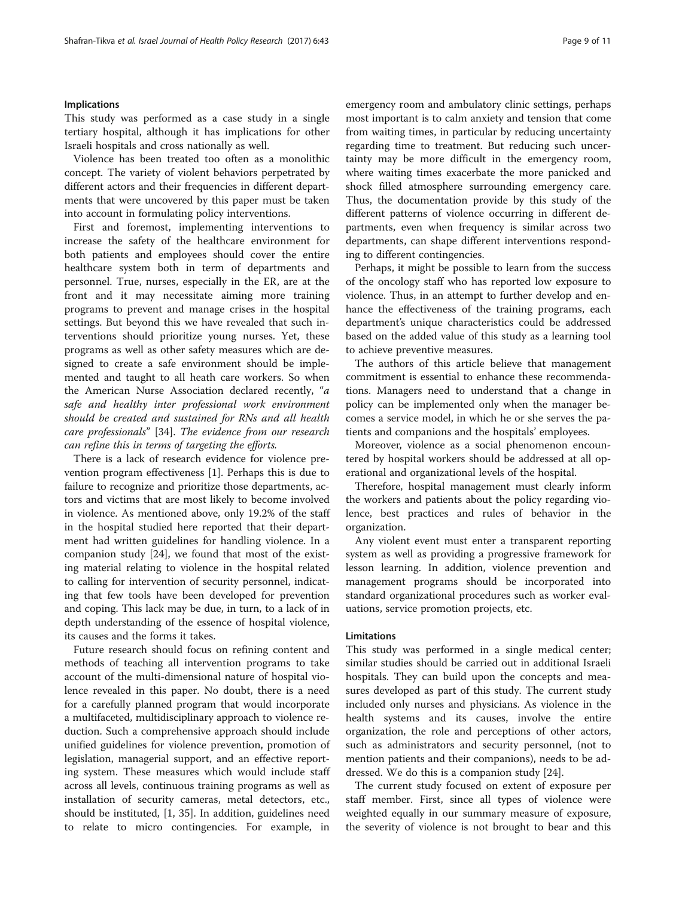### Implications

This study was performed as a case study in a single tertiary hospital, although it has implications for other Israeli hospitals and cross nationally as well.

Violence has been treated too often as a monolithic concept. The variety of violent behaviors perpetrated by different actors and their frequencies in different departments that were uncovered by this paper must be taken into account in formulating policy interventions.

First and foremost, implementing interventions to increase the safety of the healthcare environment for both patients and employees should cover the entire healthcare system both in term of departments and personnel. True, nurses, especially in the ER, are at the front and it may necessitate aiming more training programs to prevent and manage crises in the hospital settings. But beyond this we have revealed that such interventions should prioritize young nurses. Yet, these programs as well as other safety measures which are designed to create a safe environment should be implemented and taught to all heath care workers. So when the American Nurse Association declared recently, "*a safe and healthy inter professional work environment should be created and sustained for RNs and all health care professionals*" [34]. *The evidence from our research can refine this in terms of targeting the efforts.*

There is a lack of research evidence for violence prevention program effectiveness [1]. Perhaps this is due to failure to recognize and prioritize those departments, actors and victims that are most likely to become involved in violence. As mentioned above, only 19.2% of the staff in the hospital studied here reported that their department had written guidelines for handling violence. In a companion study [24], we found that most of the existing material relating to violence in the hospital related to calling for intervention of security personnel, indicating that few tools have been developed for prevention and coping. This lack may be due, in turn, to a lack of in depth understanding of the essence of hospital violence, its causes and the forms it takes.

Future research should focus on refining content and methods of teaching all intervention programs to take account of the multi-dimensional nature of hospital violence revealed in this paper. No doubt, there is a need for a carefully planned program that would incorporate a multifaceted, multidisciplinary approach to violence reduction. Such a comprehensive approach should include unified guidelines for violence prevention, promotion of legislation, managerial support, and an effective reporting system. These measures which would include staff across all levels, continuous training programs as well as installation of security cameras, metal detectors, etc., should be instituted, [1, 35]. In addition, guidelines need to relate to micro contingencies. For example, in emergency room and ambulatory clinic settings, perhaps most important is to calm anxiety and tension that come from waiting times, in particular by reducing uncertainty regarding time to treatment. But reducing such uncertainty may be more difficult in the emergency room, where waiting times exacerbate the more panicked and shock filled atmosphere surrounding emergency care. Thus, the documentation provide by this study of the different patterns of violence occurring in different departments, even when frequency is similar across two departments, can shape different interventions responding to different contingencies.

Perhaps, it might be possible to learn from the success of the oncology staff who has reported low exposure to violence. Thus, in an attempt to further develop and enhance the effectiveness of the training programs, each department's unique characteristics could be addressed based on the added value of this study as a learning tool to achieve preventive measures.

The authors of this article believe that management commitment is essential to enhance these recommendations. Managers need to understand that a change in policy can be implemented only when the manager becomes a service model, in which he or she serves the patients and companions and the hospitals' employees.

Moreover, violence as a social phenomenon encountered by hospital workers should be addressed at all operational and organizational levels of the hospital.

Therefore, hospital management must clearly inform the workers and patients about the policy regarding violence, best practices and rules of behavior in the organization.

Any violent event must enter a transparent reporting system as well as providing a progressive framework for lesson learning. In addition, violence prevention and management programs should be incorporated into standard organizational procedures such as worker evaluations, service promotion projects, etc.

### Limitations

This study was performed in a single medical center; similar studies should be carried out in additional Israeli hospitals. They can build upon the concepts and measures developed as part of this study. The current study included only nurses and physicians. As violence in the health systems and its causes, involve the entire organization, the role and perceptions of other actors, such as administrators and security personnel, (not to mention patients and their companions), needs to be addressed. We do this is a companion study [24].

The current study focused on extent of exposure per staff member. First, since all types of violence were weighted equally in our summary measure of exposure, the severity of violence is not brought to bear and this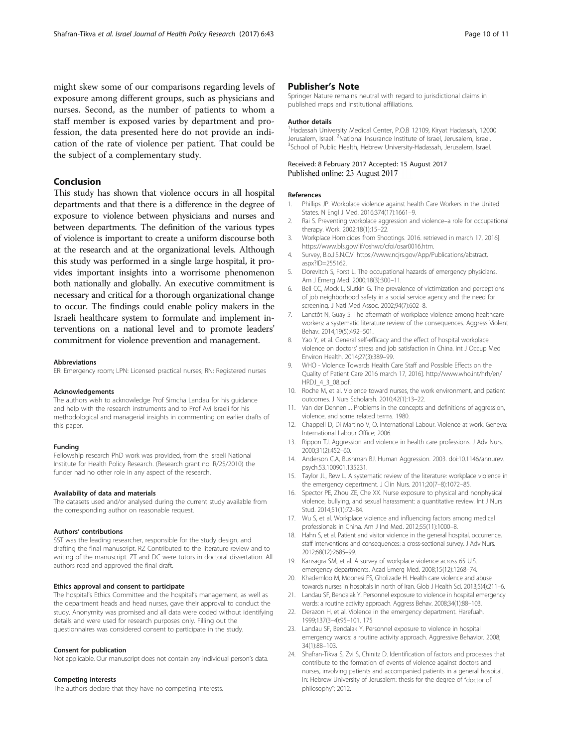might skew some of our comparisons regarding levels of exposure among different groups, such as physicians and nurses. Second, as the number of patients to whom a staff member is exposed varies by department and profession, the data presented here do not provide an indication of the rate of violence per patient. That could be the subject of a complementary study.

## Conclusion

This study has shown that violence occurs in all hospital departments and that there is a difference in the degree of exposure to violence between physicians and nurses and between departments. The definition of the various types of violence is important to create a uniform discourse both at the research and at the organizational levels. Although this study was performed in a single large hospital, it provides important insights into a worrisome phenomenon both nationally and globally. An executive commitment is necessary and critical for a thorough organizational change to occur. The findings could enable policy makers in the Israeli healthcare system to formulate and implement interventions on a national level and to promote leaders' commitment for violence prevention and management.

#### Abbreviations

ER: Emergency room; LPN: Licensed practical nurses; RN: Registered nurses

#### Acknowledgements

The authors wish to acknowledge Prof Simcha Landau for his guidance and help with the research instruments and to Prof Avi Israeli for his methodological and managerial insights in commenting on earlier drafts of this paper.

#### Funding

Fellowship research PhD work was provided, from the Israeli National Institute for Health Policy Research. (Research grant no. R/25/2010) the funder had no other role in any aspect of the research.

#### Availability of data and materials

The datasets used and/or analysed during the current study available from the corresponding author on reasonable request.

#### Authors' contributions

SST was the leading researcher, responsible for the study design, and drafting the final manuscript. RZ Contributed to the literature review and to writing of the manuscript. ZT and DC were tutors in doctoral dissertation. All authors read and approved the final draft.

#### Ethics approval and consent to participate

The hospital's Ethics Committee and the hospital's management, as well as the department heads and head nurses, gave their approval to conduct the study. Anonymity was promised and all data were coded without identifying details and were used for research purposes only. Filling out the questionnaires was considered consent to participate in the study.

#### Consent for publication

Not applicable. Our manuscript does not contain any individual person's data.

#### Competing interests

The authors declare that they have no competing interests.

## Publisher's Note

Springer Nature remains neutral with regard to jurisdictional claims in published maps and institutional affiliations.

#### Author details

[1]Hadassah University Medical Center, P.O.B 12109, Kiryat Hadassah, 12000 Jerusalem, Israel. [2]National Insurance Institute of Israel, Jerusalem, Israel. [3]School of Public Health, Hebrew University-Hadassah, Jerusalem, Israel.

Received: 8 February 2017 Accepted: 15 August 2017
Published online: 23 August 2017

#### References

1. Phillips JP. Workplace violence against health Care Workers in the United States. N Engl J Med. 2016;374(17):1661–9.
2. Rai S. Preventing workplace aggression and violence–a role for occupational therapy. Work. 2002;18(1):15–22.
3. Workplace Homicides from Shootings. 2016. retrieved in march 17, 2016]. https://www.bls.gov/iif/oshwc/cfoi/osar0016.htm.
4. Survey, B.o.J.S.N.C.V. https://www.ncjrs.gov/App/Publications/abstract.aspx?ID=255162.
5. Dorevitch S, Forst L. The occupational hazards of emergency physicians. Am J Emerg Med. 2000;18(3):300–11.
6. Bell CC, Mock L, Slutkin G. The prevalence of victimization and perceptions of job neighborhood safety in a social service agency and the need for screening. J Natl Med Assoc. 2002;94(7):602–8.
7. Lanctôt N, Guay S. The aftermath of workplace violence among healthcare workers: a systematic literature review of the consequences. Aggress Violent Behav. 2014;19(5):492–501.
8. Yao Y, et al. General self-efficacy and the effect of hospital workplace violence on doctors' stress and job satisfaction in China. Int J Occup Med Environ Health. 2014;27(3):389–99.
9. WHO - Violence Towards Health Care Staff and Possible Effects on the Quality of Patient Care 2016 march 17, 2016]. http://www.who.int/hrh/en/HRDJ_4_3_08.pdf.
10. Roche M, et al. Violence toward nurses, the work environment, and patient outcomes. J Nurs Scholarsh. 2010;42(1):13–22.
11. Van der Dennen J. Problems in the concepts and definitions of aggression, violence, and some related terms. 1980.
12. Chappell D, Di Martino V, O. International Labour. Violence at work. Geneva: International Labour Office; 2006.
13. Rippon TJ. Aggression and violence in health care professions. J Adv Nurs. 2000;31(2):452–60.
14. Anderson C.A, Bushman BJ. Human Aggression. 2003. doi:10.1146/annurev.psych.53.100901.135231.
15. Taylor JL, Rew L. A systematic review of the literature: workplace violence in the emergency department. J Clin Nurs. 2011;20(7–8):1072–85.
16. Spector PE, Zhou ZE, Che XX. Nurse exposure to physical and nonphysical violence, bullying, and sexual harassment: a quantitative review. Int J Nurs Stud. 2014;51(1):72–84.
17. Wu S, et al. Workplace violence and influencing factors among medical professionals in China. Am J Ind Med. 2012;55(11):1000–8.
18. Hahn S, et al. Patient and visitor violence in the general hospital, occurrence, staff interventions and consequences: a cross-sectional survey. J Adv Nurs. 2012;68(12):2685–99.
19. Kansagra SM, et al. A survey of workplace violence across 65 U.S. emergency departments. Acad Emerg Med. 2008;15(12):1268–74.
20. Khademloo M, Moonesi FS, Gholizade H. Health care violence and abuse towards nurses in hospitals in north of Iran. Glob J Health Sci. 2013;5(4):211–6.
21. Landau SF, Bendalak Y. Personnel exposure to violence in hospital emergency wards: a routine activity approach. Aggress Behav. 2008;34(1):88–103.
22. Derazon H, et al. Violence in the emergency department. Harefuah. 1999;137(3–4):95–101. 175
23. Landau SF, Bendalak Y. Personnel exposure to violence in hospital emergency wards: a routine activity approach. Aggressive Behavior. 2008; 34(1):88–103.
24. Shafran-Tikva S, Zvi S, Chinitz D. Identification of factors and processes that contribute to the formation of events of violence against doctors and nurses, involving patients and accompanied patients in a general hospital. In: Hebrew University of Jerusalem: thesis for the degree of "doctor of philosophy"; 2012.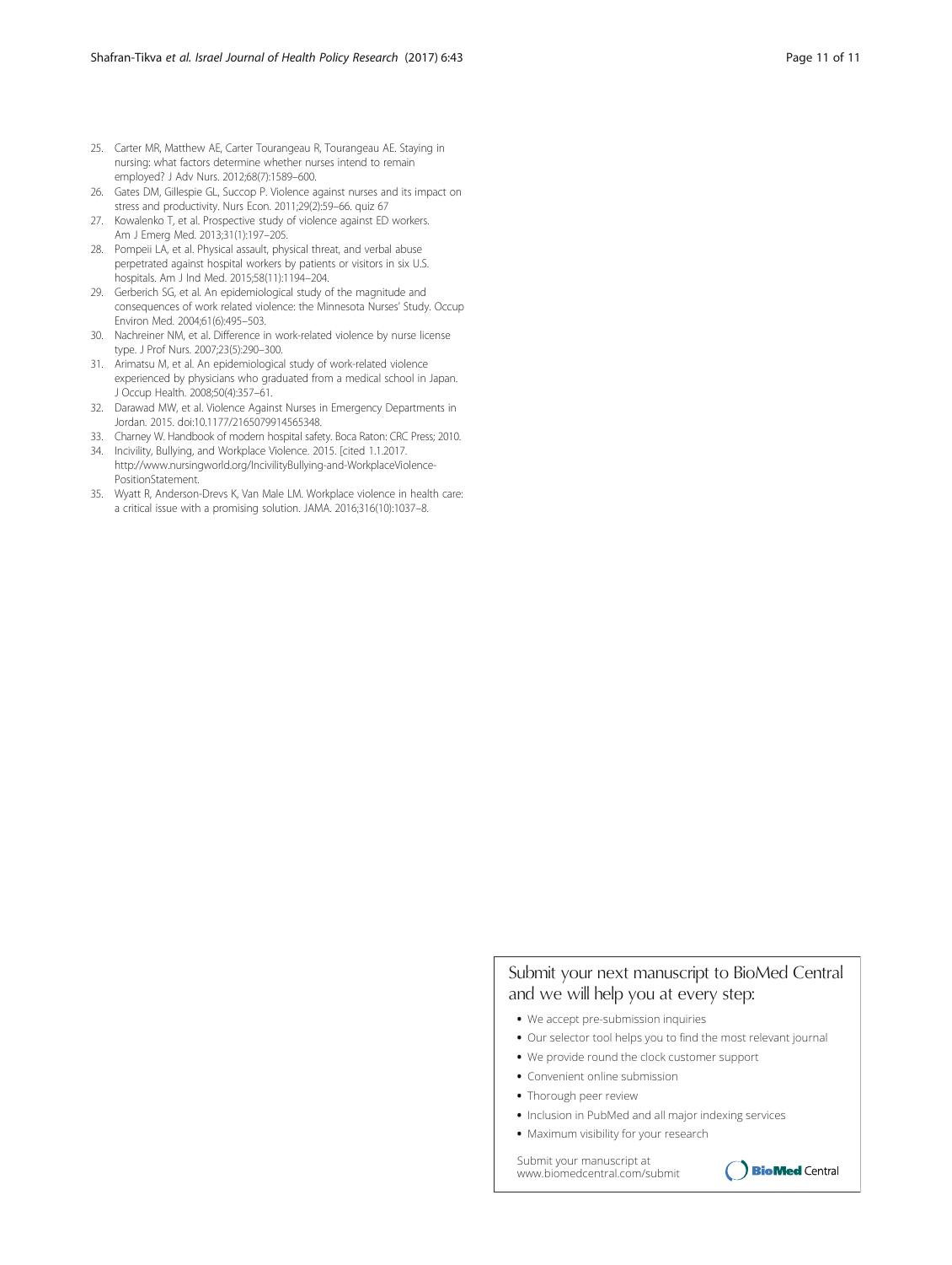25. Carter MR, Matthew AE, Carter Tourangeau R, Tourangeau AE. Staying in nursing: what factors determine whether nurses intend to remain employed? J Adv Nurs. 2012;68(7):1589–600.
26. Gates DM, Gillespie GL, Succop P. Violence against nurses and its impact on stress and productivity. Nurs Econ. 2011;29(2):59–66. quiz 67
27. Kowalenko T, et al. Prospective study of violence against ED workers. Am J Emerg Med. 2013;31(1):197–205.
28. Pompeii LA, et al. Physical assault, physical threat, and verbal abuse perpetrated against hospital workers by patients or visitors in six U.S. hospitals. Am J Ind Med. 2015;58(11):1194–204.
29. Gerberich SG, et al. An epidemiological study of the magnitude and consequences of work related violence: the Minnesota Nurses' Study. Occup Environ Med. 2004;61(6):495–503.
30. Nachreiner NM, et al. Difference in work-related violence by nurse license type. J Prof Nurs. 2007;23(5):290–300.
31. Arimatsu M, et al. An epidemiological study of work-related violence experienced by physicians who graduated from a medical school in Japan. J Occup Health. 2008;50(4):357–61.
32. Darawad MW, et al. Violence Against Nurses in Emergency Departments in Jordan. 2015. doi:10.1177/2165079914565348.
33. Charney W. Handbook of modern hospital safety. Boca Raton: CRC Press; 2010.
34. Incivility, Bullying, and Workplace Violence. 2015. [cited 1.1.2017. http://www.nursingworld.org/IncivilityBullying-and-WorkplaceViolence-PositionStatement.
35. Wyatt R, Anderson-Drevs K, Van Male LM. Workplace violence in health care: a critical issue with a promising solution. JAMA. 2016;316(10):1037–8.

Submit your next manuscript to BioMed Central and we will help you at every step:

- We accept pre-submission inquiries
- Our selector tool helps you to find the most relevant journal
- We provide round the clock customer support
- Convenient online submission
- Thorough peer review
- Inclusion in PubMed and all major indexing services
- Maximum visibility for your research

Submit your manuscript at www.biomedcentral.com/submit

BioMed Central